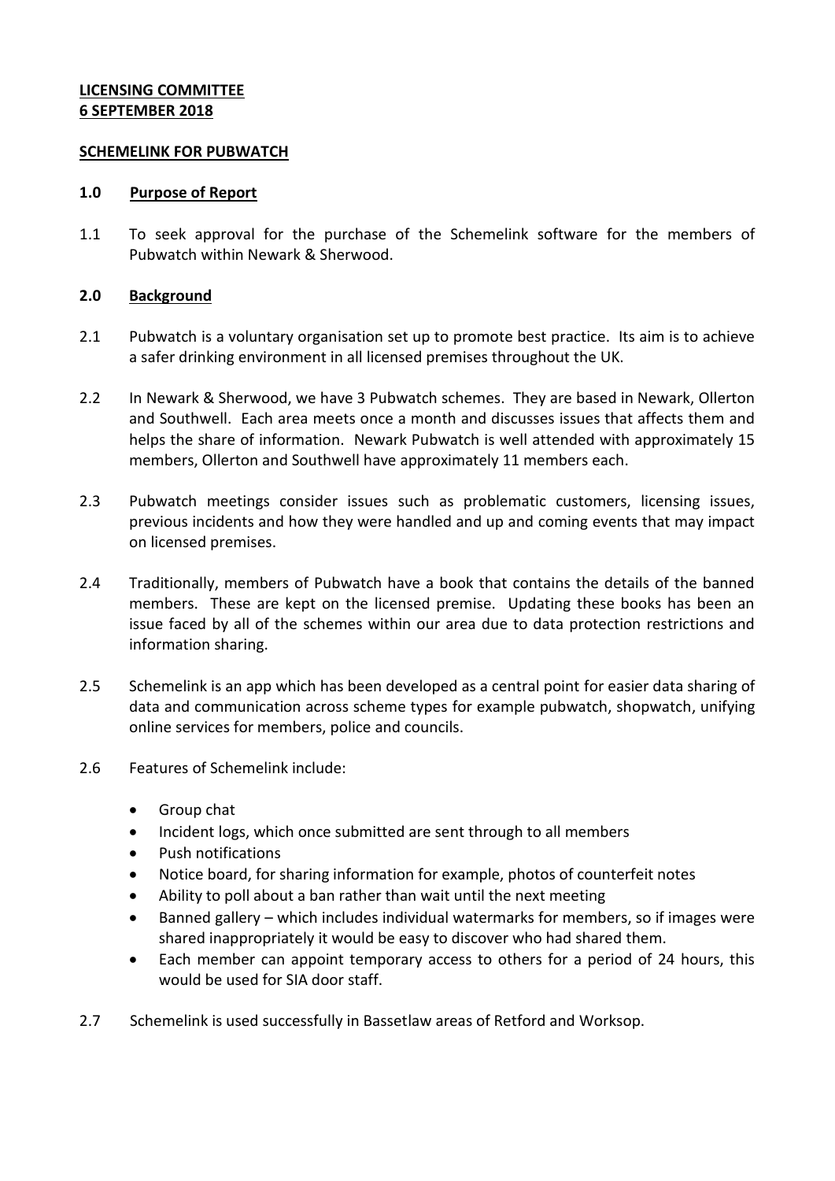**LICENSING COMMITTEE**
**6 SEPTEMBER 2018**

**SCHEMELINK FOR PUBWATCH**

## 1.0 Purpose of Report

1.1 To seek approval for the purchase of the Schemelink software for the members of Pubwatch within Newark & Sherwood.

## 2.0 Background

2.1 Pubwatch is a voluntary organisation set up to promote best practice. Its aim is to achieve a safer drinking environment in all licensed premises throughout the UK.

2.2 In Newark & Sherwood, we have 3 Pubwatch schemes. They are based in Newark, Ollerton and Southwell. Each area meets once a month and discusses issues that affects them and helps the share of information. Newark Pubwatch is well attended with approximately 15 members, Ollerton and Southwell have approximately 11 members each.

2.3 Pubwatch meetings consider issues such as problematic customers, licensing issues, previous incidents and how they were handled and up and coming events that may impact on licensed premises.

2.4 Traditionally, members of Pubwatch have a book that contains the details of the banned members. These are kept on the licensed premise. Updating these books has been an issue faced by all of the schemes within our area due to data protection restrictions and information sharing.

2.5 Schemelink is an app which has been developed as a central point for easier data sharing of data and communication across scheme types for example pubwatch, shopwatch, unifying online services for members, police and councils.

2.6 Features of Schemelink include:

- Group chat
- Incident logs, which once submitted are sent through to all members
- Push notifications
- Notice board, for sharing information for example, photos of counterfeit notes
- Ability to poll about a ban rather than wait until the next meeting
- Banned gallery – which includes individual watermarks for members, so if images were shared inappropriately it would be easy to discover who had shared them.
- Each member can appoint temporary access to others for a period of 24 hours, this would be used for SIA door staff.

2.7 Schemelink is used successfully in Bassetlaw areas of Retford and Worksop.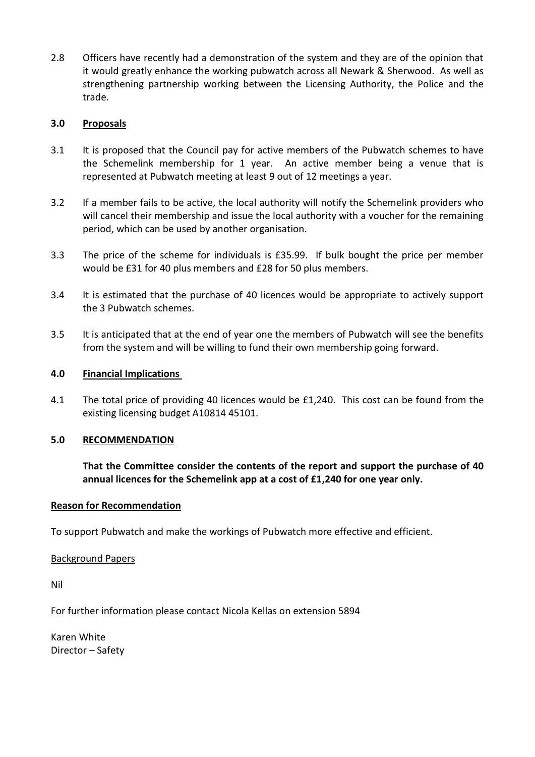2.8 Officers have recently had a demonstration of the system and they are of the opinion that it would greatly enhance the working pubwatch across all Newark & Sherwood. As well as strengthening partnership working between the Licensing Authority, the Police and the trade.

## 3.0 Proposals

3.1 It is proposed that the Council pay for active members of the Pubwatch schemes to have the Schemelink membership for 1 year. An active member being a venue that is represented at Pubwatch meeting at least 9 out of 12 meetings a year.

3.2 If a member fails to be active, the local authority will notify the Schemelink providers who will cancel their membership and issue the local authority with a voucher for the remaining period, which can be used by another organisation.

3.3 The price of the scheme for individuals is £35.99. If bulk bought the price per member would be £31 for 40 plus members and £28 for 50 plus members.

3.4 It is estimated that the purchase of 40 licences would be appropriate to actively support the 3 Pubwatch schemes.

3.5 It is anticipated that at the end of year one the members of Pubwatch will see the benefits from the system and will be willing to fund their own membership going forward.

## 4.0 Financial Implications

4.1 The total price of providing 40 licences would be £1,240. This cost can be found from the existing licensing budget A10814 45101.

## 5.0 RECOMMENDATION

**That the Committee consider the contents of the report and support the purchase of 40 annual licences for the Schemelink app at a cost of £1,240 for one year only.**

**Reason for Recommendation**

To support Pubwatch and make the workings of Pubwatch more effective and efficient.

Background Papers

Nil

For further information please contact Nicola Kellas on extension 5894

Karen White
Director – Safety